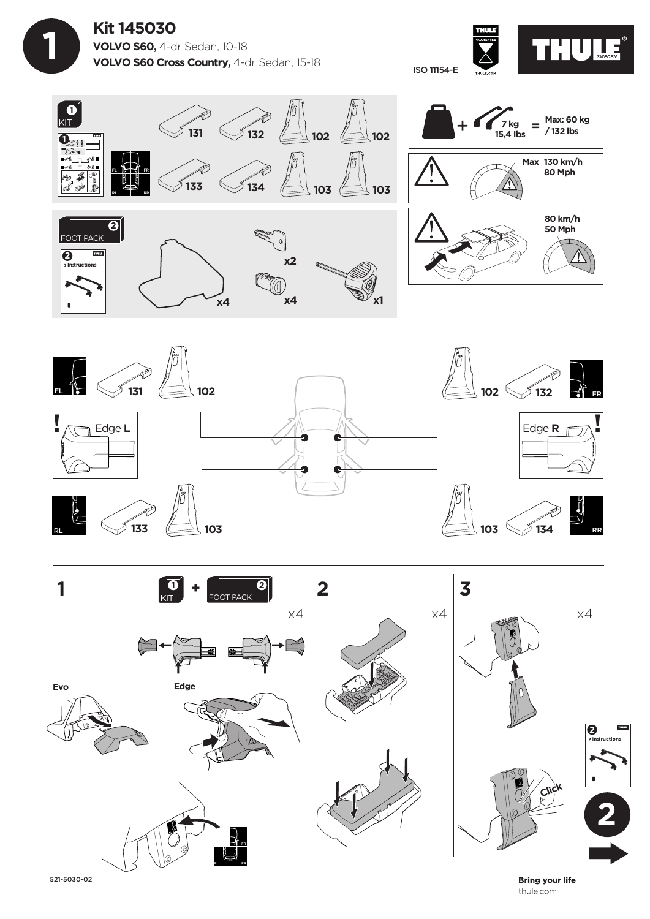# Kit 145030

**VOLVO S60,** 4-dr Sedan, 10-18

**VOLVO S60 Cross Country,** 4-dr Sedan, 15-18

ISO 11154-E

THULE SWEDEN

**1 KIT**

131, 132, 102, 102, 133, 134, 103, 103

FL, FR, RL, RR

**2 FOOT PACK**

2 > Instructions

x4, x2, x4, x1

7 kg / 15,4 lbs = Max: 60 kg / 132 lbs

Max 130 km/h / 80 Mph

80 km/h / 50 Mph

FL — 131 — 102

FR — 102 — 132

Edge **L**

Edge **R**

RL — 133 — 103

RR — 103 — 134

**1** 1 KIT + 2 FOOT PACK — x4

Evo

Edge

FR, RL, RR

**2** x4

**3** x4

Click

2 > Instructions

**2**

521-5030-02

**Bring your life**

thule.com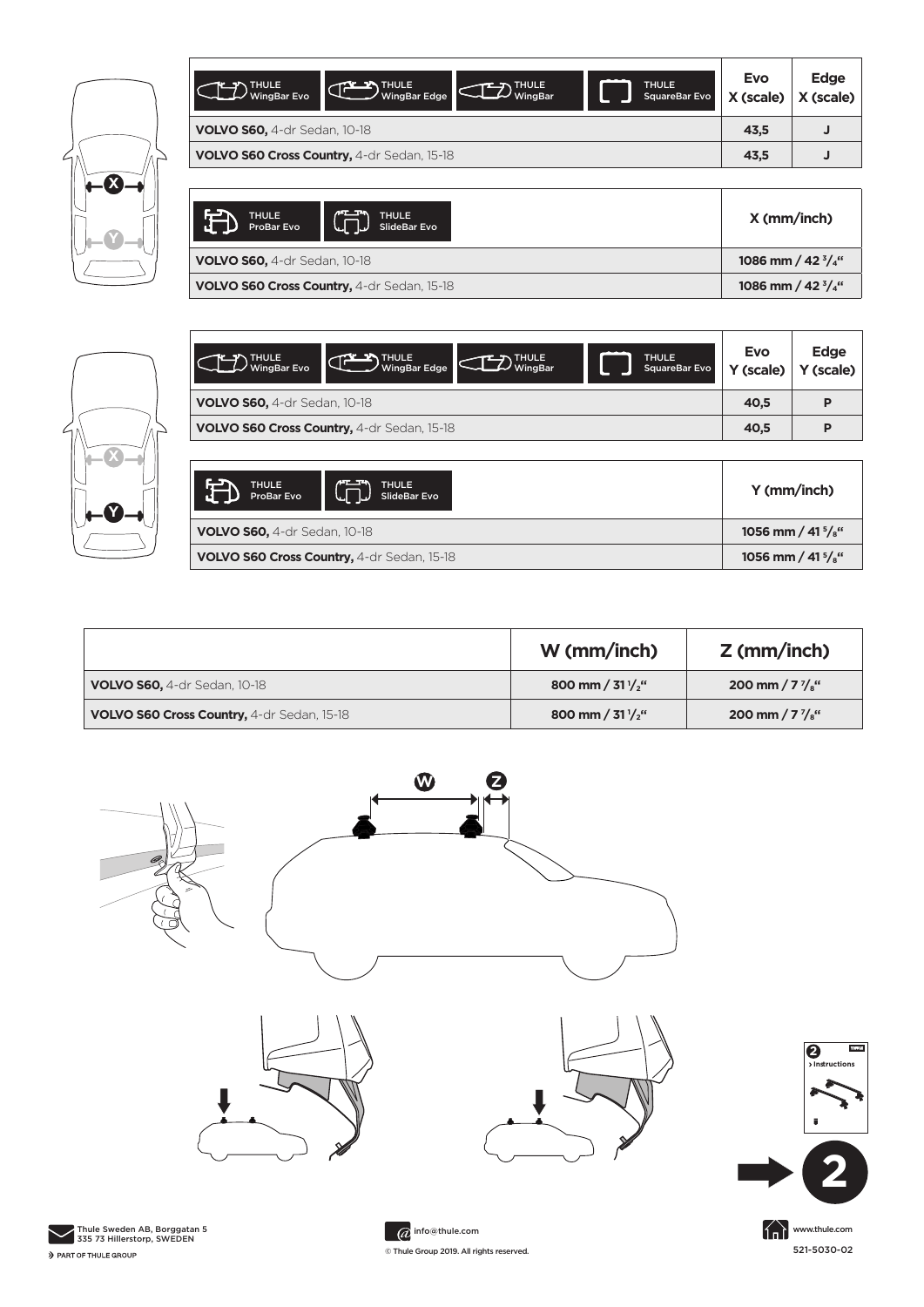| THULE WingBar Evo / THULE WingBar Edge / THULE WingBar / THULE SquareBar Evo | Evo X (scale) | Edge X (scale) |
| --- | --- | --- |
| **VOLVO S60,** 4-dr Sedan, 10-18 | 43,5 | J |
| **VOLVO S60 Cross Country,** 4-dr Sedan, 15-18 | 43,5 | J |

| THULE ProBar Evo / THULE SlideBar Evo | X (mm/inch) |
| --- | --- |
| **VOLVO S60,** 4-dr Sedan, 10-18 | 1086 mm / 42 3/4" |
| **VOLVO S60 Cross Country,** 4-dr Sedan, 15-18 | 1086 mm / 42 3/4" |

| THULE WingBar Evo / THULE WingBar Edge / THULE WingBar / THULE SquareBar Evo | Evo Y (scale) | Edge Y (scale) |
| --- | --- | --- |
| **VOLVO S60,** 4-dr Sedan, 10-18 | 40,5 | P |
| **VOLVO S60 Cross Country,** 4-dr Sedan, 15-18 | 40,5 | P |

| THULE ProBar Evo / THULE SlideBar Evo | Y (mm/inch) |
| --- | --- |
| **VOLVO S60,** 4-dr Sedan, 10-18 | 1056 mm / 41 5/8" |
| **VOLVO S60 Cross Country,** 4-dr Sedan, 15-18 | 1056 mm / 41 5/8" |

| | W (mm/inch) | Z (mm/inch) |
| --- | --- | --- |
| **VOLVO S60,** 4-dr Sedan, 10-18 | 800 mm / 31 1/2" | 200 mm / 7 7/8" |
| **VOLVO S60 Cross Country,** 4-dr Sedan, 15-18 | 800 mm / 31 1/2" | 200 mm / 7 7/8" |

W

Z

2 > Instructions

2

Thule Sweden AB, Borggatan 5
335 73 Hillerstorp, SWEDEN

PART OF THULE GROUP

info@thule.com

© Thule Group 2019. All rights reserved.

www.thule.com

521-5030-02